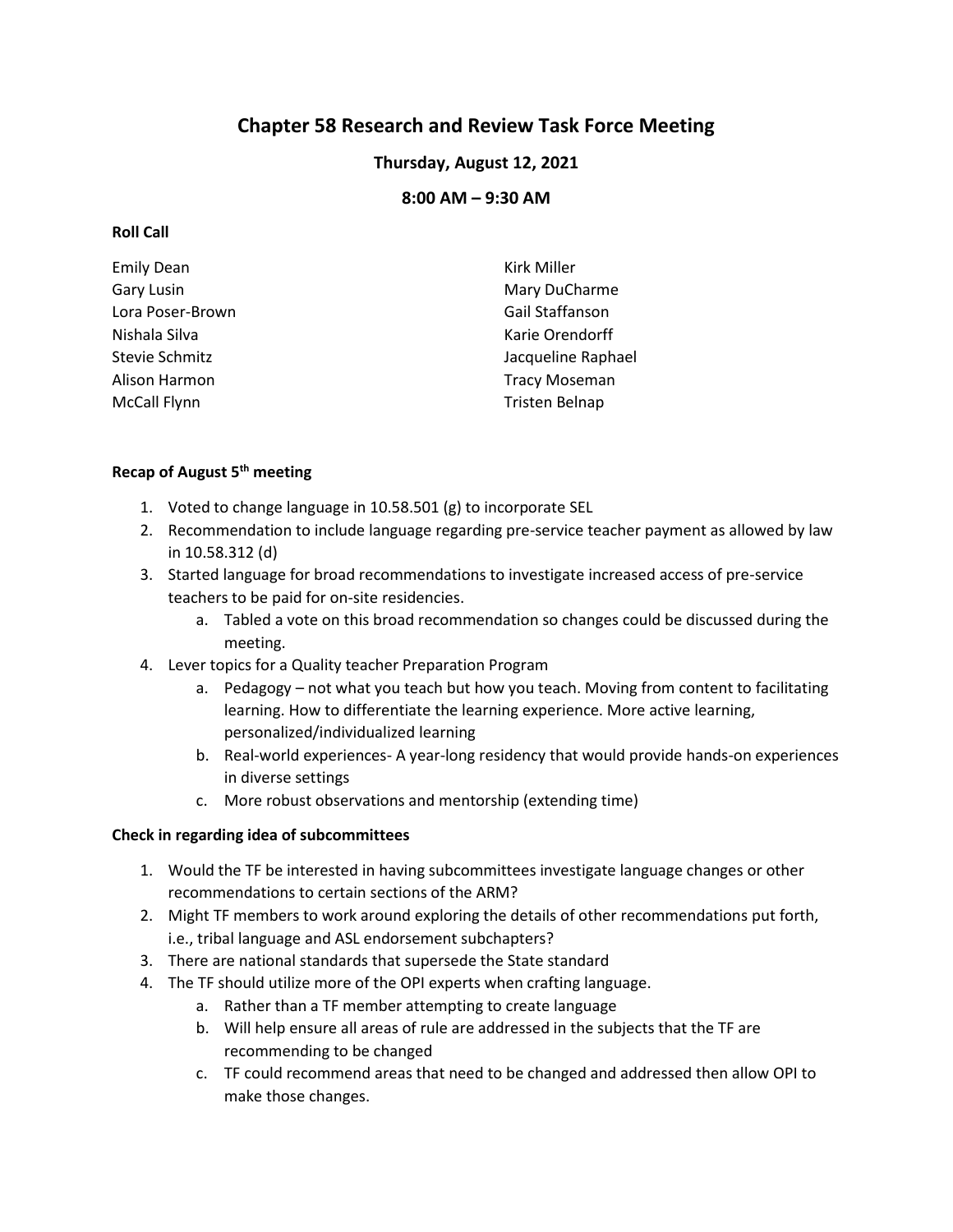# Chapter 58 Research and Review Task Force Meeting

### Thursday, August 12, 2021

### 8:00 AM – 9:30 AM

**Roll Call**

Emily Dean
Gary Lusin
Lora Poser-Brown
Nishala Silva
Stevie Schmitz
Alison Harmon
McCall Flynn
Kirk Miller
Mary DuCharme
Gail Staffanson
Karie Orendorff
Jacqueline Raphael
Tracy Moseman
Tristen Belnap

**Recap of August 5th meeting**

1. Voted to change language in 10.58.501 (g) to incorporate SEL
2. Recommendation to include language regarding pre-service teacher payment as allowed by law in 10.58.312 (d)
3. Started language for broad recommendations to investigate increased access of pre-service teachers to be paid for on-site residencies.
   a. Tabled a vote on this broad recommendation so changes could be discussed during the meeting.
4. Lever topics for a Quality teacher Preparation Program
   a. Pedagogy – not what you teach but how you teach. Moving from content to facilitating learning. How to differentiate the learning experience. More active learning, personalized/individualized learning
   b. Real-world experiences- A year-long residency that would provide hands-on experiences in diverse settings
   c. More robust observations and mentorship (extending time)

**Check in regarding idea of subcommittees**

1. Would the TF be interested in having subcommittees investigate language changes or other recommendations to certain sections of the ARM?
2. Might TF members to work around exploring the details of other recommendations put forth, i.e., tribal language and ASL endorsement subchapters?
3. There are national standards that supersede the State standard
4. The TF should utilize more of the OPI experts when crafting language.
   a. Rather than a TF member attempting to create language
   b. Will help ensure all areas of rule are addressed in the subjects that the TF are recommending to be changed
   c. TF could recommend areas that need to be changed and addressed then allow OPI to make those changes.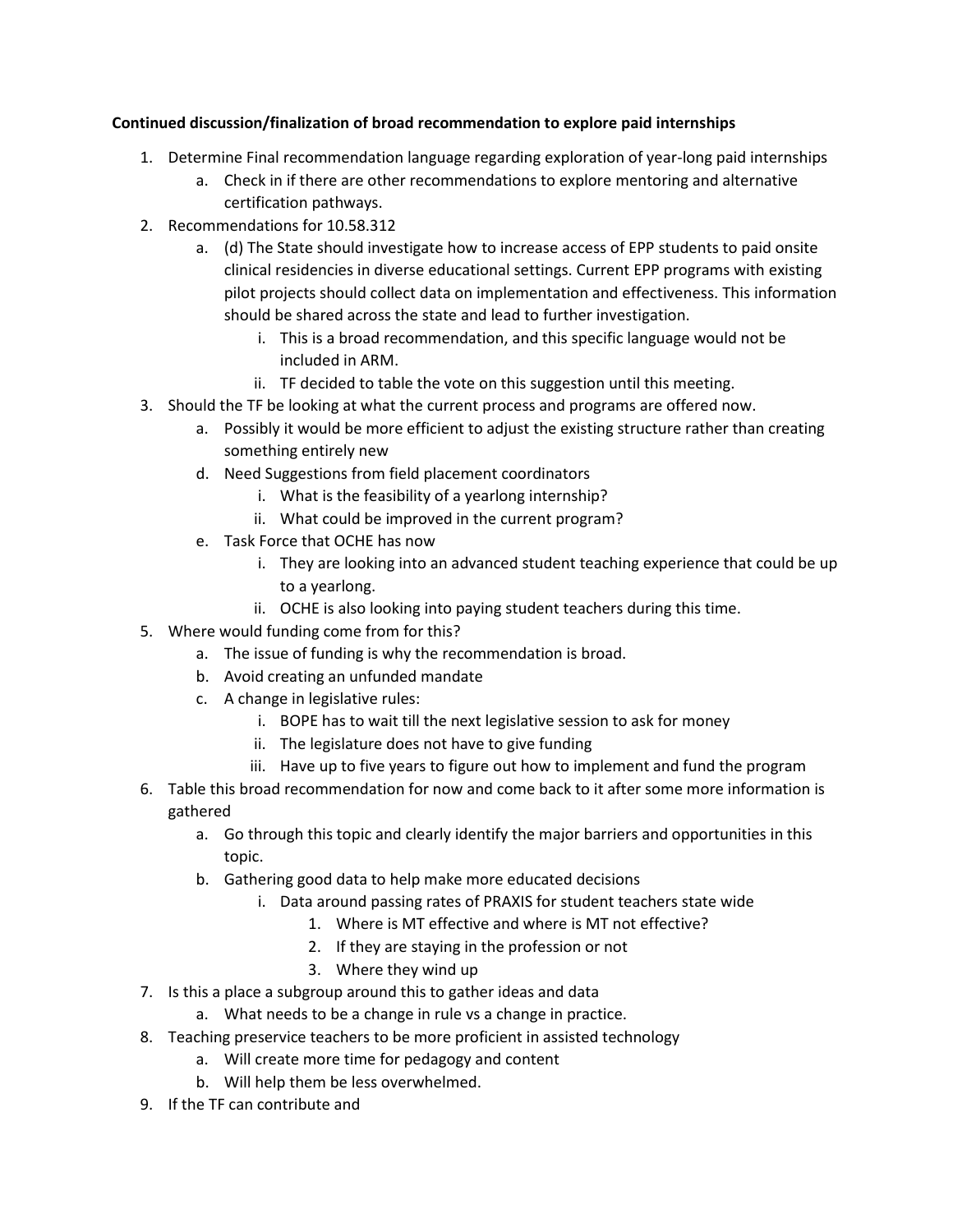**Continued discussion/finalization of broad recommendation to explore paid internships**

1. Determine Final recommendation language regarding exploration of year-long paid internships
    a. Check in if there are other recommendations to explore mentoring and alternative certification pathways.
2. Recommendations for 10.58.312
    a. (d) The State should investigate how to increase access of EPP students to paid onsite clinical residencies in diverse educational settings. Current EPP programs with existing pilot projects should collect data on implementation and effectiveness. This information should be shared across the state and lead to further investigation.
        i. This is a broad recommendation, and this specific language would not be included in ARM.
        ii. TF decided to table the vote on this suggestion until this meeting.
3. Should the TF be looking at what the current process and programs are offered now.
    a. Possibly it would be more efficient to adjust the existing structure rather than creating something entirely new
    d. Need Suggestions from field placement coordinators
        i. What is the feasibility of a yearlong internship?
        ii. What could be improved in the current program?
    e. Task Force that OCHE has now
        i. They are looking into an advanced student teaching experience that could be up to a yearlong.
        ii. OCHE is also looking into paying student teachers during this time.
5. Where would funding come from for this?
    a. The issue of funding is why the recommendation is broad.
    b. Avoid creating an unfunded mandate
    c. A change in legislative rules:
        i. BOPE has to wait till the next legislative session to ask for money
        ii. The legislature does not have to give funding
        iii. Have up to five years to figure out how to implement and fund the program
6. Table this broad recommendation for now and come back to it after some more information is gathered
    a. Go through this topic and clearly identify the major barriers and opportunities in this topic.
    b. Gathering good data to help make more educated decisions
        i. Data around passing rates of PRAXIS for student teachers state wide
            1. Where is MT effective and where is MT not effective?
            2. If they are staying in the profession or not
            3. Where they wind up
7. Is this a place a subgroup around this to gather ideas and data
    a. What needs to be a change in rule vs a change in practice.
8. Teaching preservice teachers to be more proficient in assisted technology
    a. Will create more time for pedagogy and content
    b. Will help them be less overwhelmed.
9. If the TF can contribute and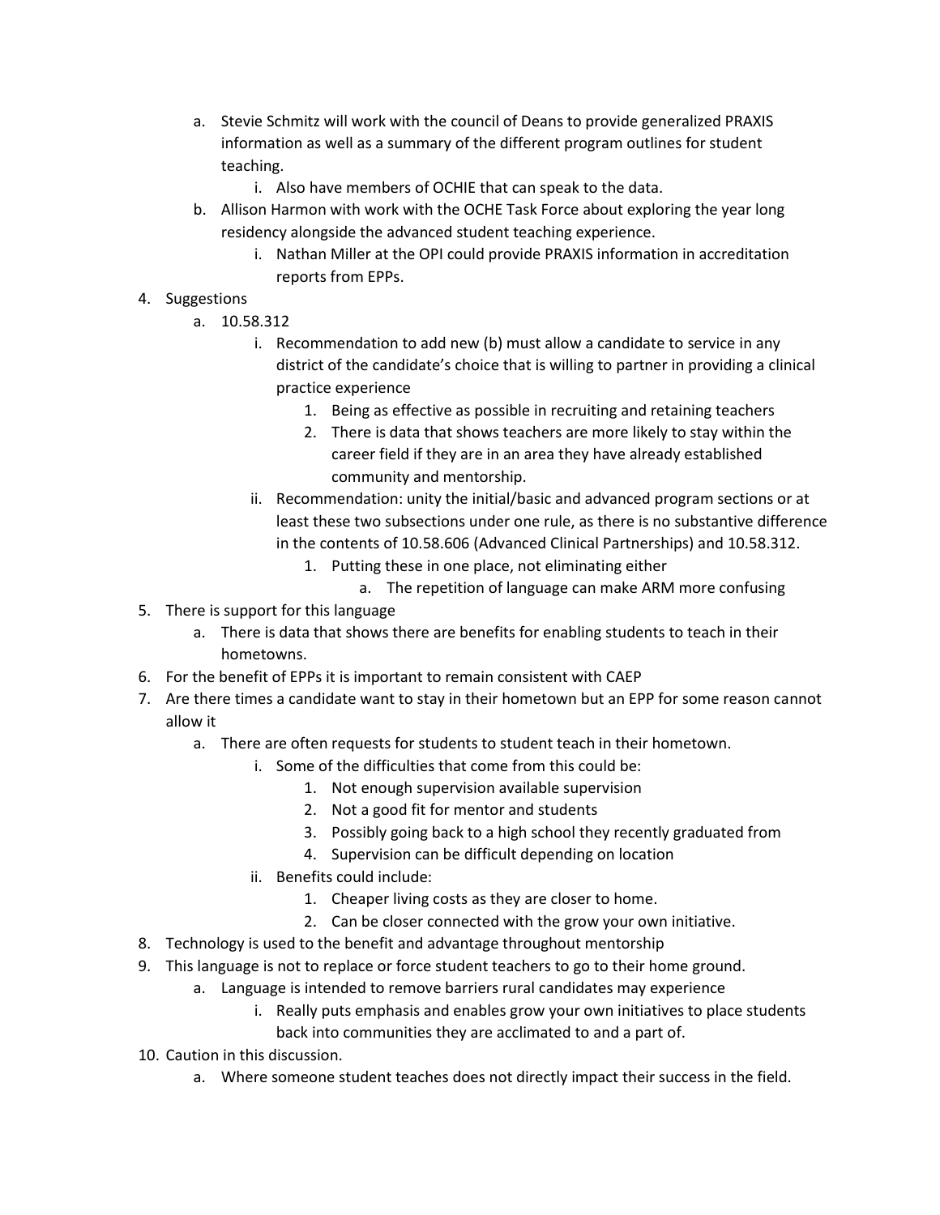a. Stevie Schmitz will work with the council of Deans to provide generalized PRAXIS information as well as a summary of the different program outlines for student teaching.
      i. Also have members of OCHIE that can speak to the data.
   b. Allison Harmon with work with the OCHE Task Force about exploring the year long residency alongside the advanced student teaching experience.
      i. Nathan Miller at the OPI could provide PRAXIS information in accreditation reports from EPPs.

4. Suggestions
   a. 10.58.312
      i. Recommendation to add new (b) must allow a candidate to service in any district of the candidate's choice that is willing to partner in providing a clinical practice experience
         1. Being as effective as possible in recruiting and retaining teachers
         2. There is data that shows teachers are more likely to stay within the career field if they are in an area they have already established community and mentorship.
      ii. Recommendation: unity the initial/basic and advanced program sections or at least these two subsections under one rule, as there is no substantive difference in the contents of 10.58.606 (Advanced Clinical Partnerships) and 10.58.312.
         1. Putting these in one place, not eliminating either
            a. The repetition of language can make ARM more confusing
5. There is support for this language
   a. There is data that shows there are benefits for enabling students to teach in their hometowns.
6. For the benefit of EPPs it is important to remain consistent with CAEP
7. Are there times a candidate want to stay in their hometown but an EPP for some reason cannot allow it
   a. There are often requests for students to student teach in their hometown.
      i. Some of the difficulties that come from this could be:
         1. Not enough supervision available supervision
         2. Not a good fit for mentor and students
         3. Possibly going back to a high school they recently graduated from
         4. Supervision can be difficult depending on location
      ii. Benefits could include:
         1. Cheaper living costs as they are closer to home.
         2. Can be closer connected with the grow your own initiative.
8. Technology is used to the benefit and advantage throughout mentorship
9. This language is not to replace or force student teachers to go to their home ground.
   a. Language is intended to remove barriers rural candidates may experience
      i. Really puts emphasis and enables grow your own initiatives to place students back into communities they are acclimated to and a part of.
10. Caution in this discussion.
    a. Where someone student teaches does not directly impact their success in the field.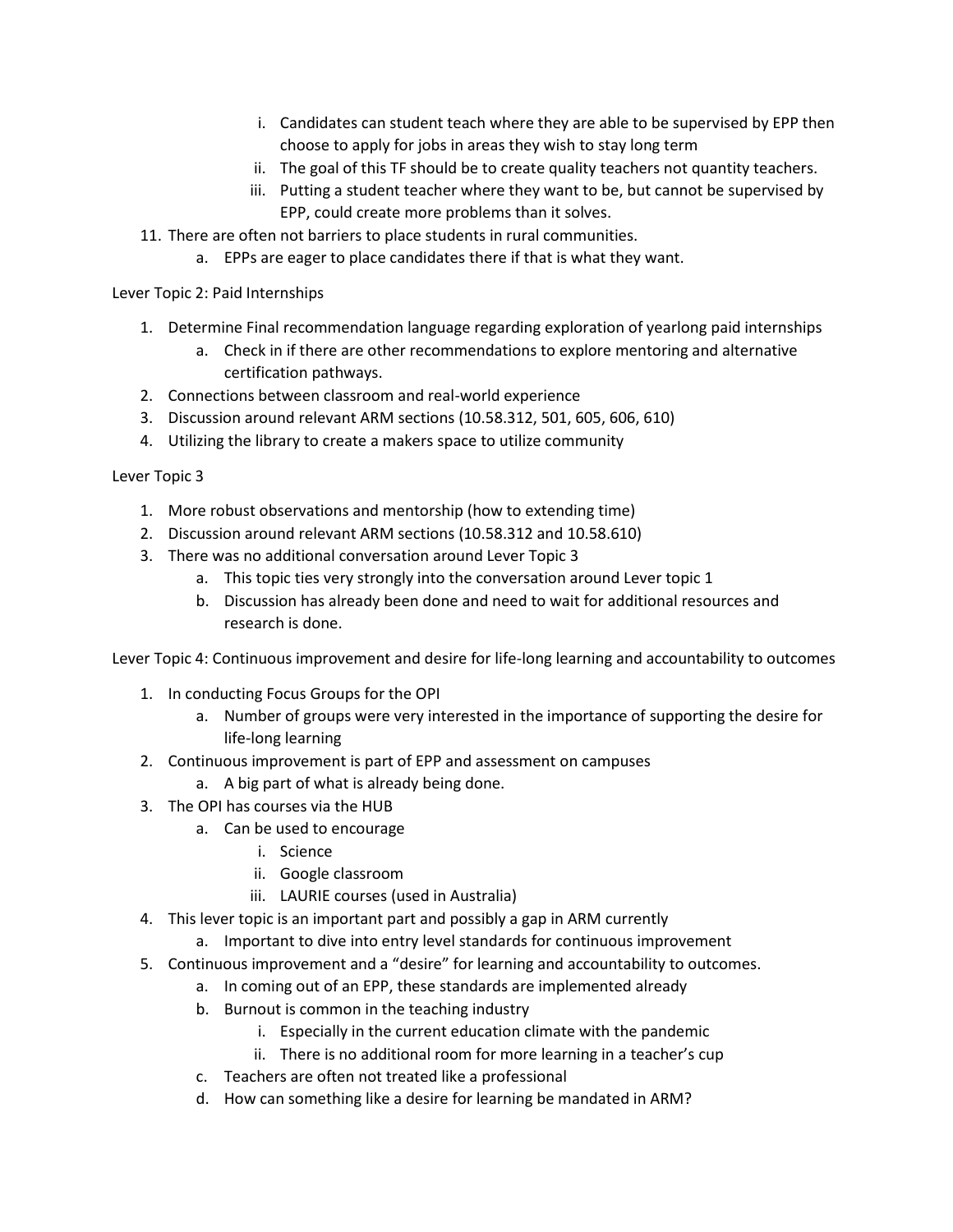i. Candidates can student teach where they are able to be supervised by EPP then choose to apply for jobs in areas they wish to stay long term
   ii. The goal of this TF should be to create quality teachers not quantity teachers.
   iii. Putting a student teacher where they want to be, but cannot be supervised by EPP, could create more problems than it solves.

11. There are often not barriers to place students in rural communities.
    a. EPPs are eager to place candidates there if that is what they want.

Lever Topic 2: Paid Internships

1. Determine Final recommendation language regarding exploration of yearlong paid internships
   a. Check in if there are other recommendations to explore mentoring and alternative certification pathways.
2. Connections between classroom and real-world experience
3. Discussion around relevant ARM sections (10.58.312, 501, 605, 606, 610)
4. Utilizing the library to create a makers space to utilize community

Lever Topic 3

1. More robust observations and mentorship (how to extending time)
2. Discussion around relevant ARM sections (10.58.312 and 10.58.610)
3. There was no additional conversation around Lever Topic 3
   a. This topic ties very strongly into the conversation around Lever topic 1
   b. Discussion has already been done and need to wait for additional resources and research is done.

Lever Topic 4: Continuous improvement and desire for life-long learning and accountability to outcomes

1. In conducting Focus Groups for the OPI
   a. Number of groups were very interested in the importance of supporting the desire for life-long learning
2. Continuous improvement is part of EPP and assessment on campuses
   a. A big part of what is already being done.
3. The OPI has courses via the HUB
   a. Can be used to encourage
      i. Science
      ii. Google classroom
      iii. LAURIE courses (used in Australia)
4. This lever topic is an important part and possibly a gap in ARM currently
   a. Important to dive into entry level standards for continuous improvement
5. Continuous improvement and a "desire" for learning and accountability to outcomes.
   a. In coming out of an EPP, these standards are implemented already
   b. Burnout is common in the teaching industry
      i. Especially in the current education climate with the pandemic
      ii. There is no additional room for more learning in a teacher's cup
   c. Teachers are often not treated like a professional
   d. How can something like a desire for learning be mandated in ARM?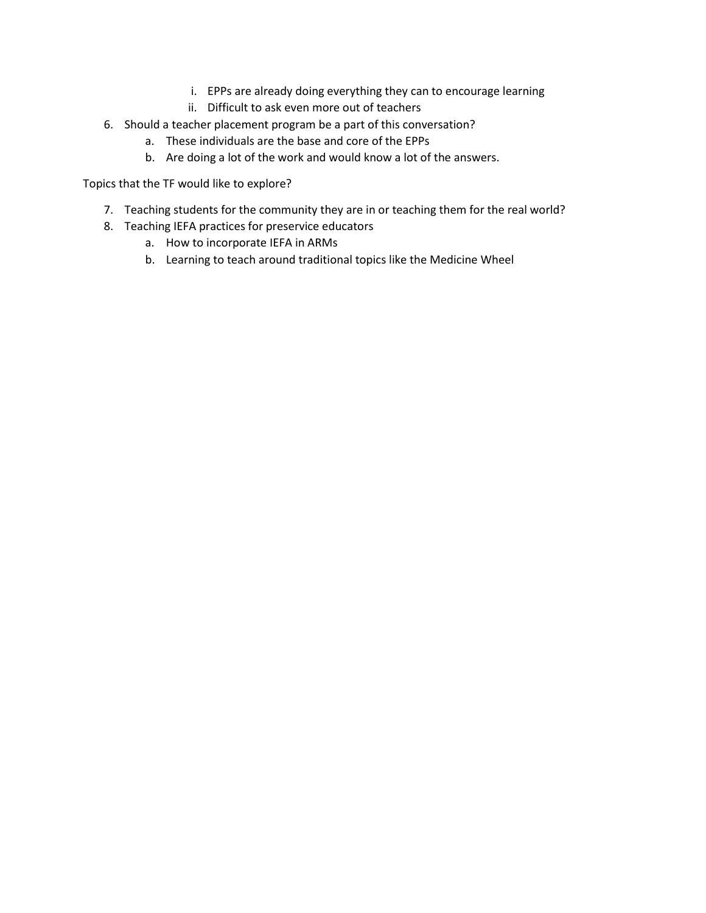i. EPPs are already doing everything they can to encourage learning
            ii. Difficult to ask even more out of teachers

6. Should a teacher placement program be a part of this conversation?
    a. These individuals are the base and core of the EPPs
    b. Are doing a lot of the work and would know a lot of the answers.

Topics that the TF would like to explore?

7. Teaching students for the community they are in or teaching them for the real world?
8. Teaching IEFA practices for preservice educators
    a. How to incorporate IEFA in ARMs
    b. Learning to teach around traditional topics like the Medicine Wheel